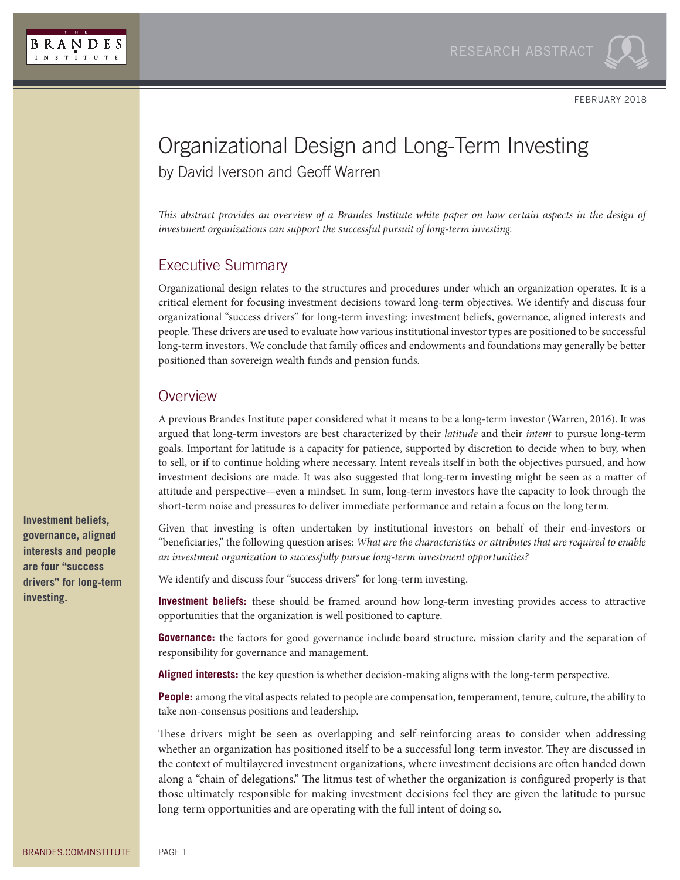RESEARCH ABSTRACT

FEBRUARY 2018

# Organizational Design and Long-Term Investing

by David Iverson and Geoff Warren

*This abstract provides an overview of a Brandes Institute white paper on how certain aspects in the design of investment organizations can support the successful pursuit of long-term investing.*

## Executive Summary

Organizational design relates to the structures and procedures under which an organization operates. It is a critical element for focusing investment decisions toward long-term objectives. We identify and discuss four organizational "success drivers" for long-term investing: investment beliefs, governance, aligned interests and people. These drivers are used to evaluate how various institutional investor types are positioned to be successful long-term investors. We conclude that family offices and endowments and foundations may generally be better positioned than sovereign wealth funds and pension funds.

## Overview

A previous Brandes Institute paper considered what it means to be a long-term investor (Warren, 2016). It was argued that long-term investors are best characterized by their *latitude* and their *intent* to pursue long-term goals. Important for latitude is a capacity for patience, supported by discretion to decide when to buy, when to sell, or if to continue holding where necessary. Intent reveals itself in both the objectives pursued, and how investment decisions are made. It was also suggested that long-term investing might be seen as a matter of attitude and perspective—even a mindset. In sum, long-term investors have the capacity to look through the short-term noise and pressures to deliver immediate performance and retain a focus on the long term.

**Investment beliefs, governance, aligned interests and people are four "success drivers" for long-term investing.**

Given that investing is often undertaken by institutional investors on behalf of their end-investors or "beneficiaries," the following question arises: *What are the characteristics or attributes that are required to enable an investment organization to successfully pursue long-term investment opportunities?*

We identify and discuss four "success drivers" for long-term investing.

**Investment beliefs:** these should be framed around how long-term investing provides access to attractive opportunities that the organization is well positioned to capture.

**Governance:** the factors for good governance include board structure, mission clarity and the separation of responsibility for governance and management.

**Aligned interests:** the key question is whether decision-making aligns with the long-term perspective.

**People:** among the vital aspects related to people are compensation, temperament, tenure, culture, the ability to take non-consensus positions and leadership.

These drivers might be seen as overlapping and self-reinforcing areas to consider when addressing whether an organization has positioned itself to be a successful long-term investor. They are discussed in the context of multilayered investment organizations, where investment decisions are often handed down along a "chain of delegations." The litmus test of whether the organization is configured properly is that those ultimately responsible for making investment decisions feel they are given the latitude to pursue long-term opportunities and are operating with the full intent of doing so.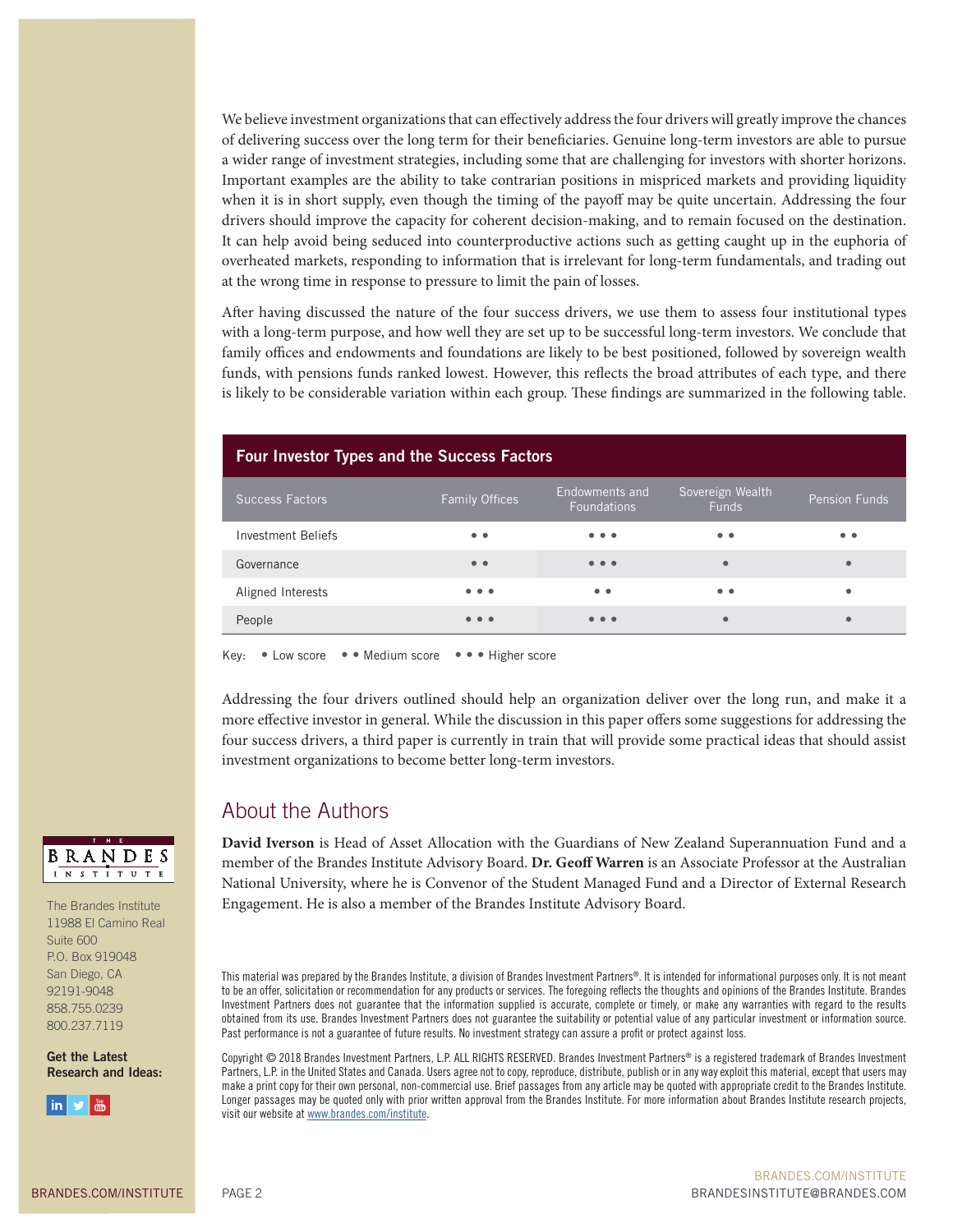We believe investment organizations that can effectively address the four drivers will greatly improve the chances of delivering success over the long term for their beneficiaries. Genuine long-term investors are able to pursue a wider range of investment strategies, including some that are challenging for investors with shorter horizons. Important examples are the ability to take contrarian positions in mispriced markets and providing liquidity when it is in short supply, even though the timing of the payoff may be quite uncertain. Addressing the four drivers should improve the capacity for coherent decision-making, and to remain focused on the destination. It can help avoid being seduced into counterproductive actions such as getting caught up in the euphoria of overheated markets, responding to information that is irrelevant for long-term fundamentals, and trading out at the wrong time in response to pressure to limit the pain of losses.

After having discussed the nature of the four success drivers, we use them to assess four institutional types with a long-term purpose, and how well they are set up to be successful long-term investors. We conclude that family offices and endowments and foundations are likely to be best positioned, followed by sovereign wealth funds, with pensions funds ranked lowest. However, this reflects the broad attributes of each type, and there is likely to be considerable variation within each group. These findings are summarized in the following table.

**Four Investor Types and the Success Factors**

| Success Factors | Family Offices | Endowments and Foundations | Sovereign Wealth Funds | Pension Funds |
|---|---|---|---|---|
| Investment Beliefs | • • | • • • | • • | • • |
| Governance | • • | • • • | • | • |
| Aligned Interests | • • • | • • | • • | • |
| People | • • • | • • • | • | • |

Key: • Low score • • Medium score • • • Higher score

Addressing the four drivers outlined should help an organization deliver over the long run, and make it a more effective investor in general. While the discussion in this paper offers some suggestions for addressing the four success drivers, a third paper is currently in train that will provide some practical ideas that should assist investment organizations to become better long-term investors.

## About the Authors

**David Iverson** is Head of Asset Allocation with the Guardians of New Zealand Superannuation Fund and a member of the Brandes Institute Advisory Board. **Dr. Geoff Warren** is an Associate Professor at the Australian National University, where he is Convenor of the Student Managed Fund and a Director of External Research Engagement. He is also a member of the Brandes Institute Advisory Board.

This material was prepared by the Brandes Institute, a division of Brandes Investment Partners®. It is intended for informational purposes only. It is not meant to be an offer, solicitation or recommendation for any products or services. The foregoing reflects the thoughts and opinions of the Brandes Institute. Brandes Investment Partners does not guarantee that the information supplied is accurate, complete or timely, or make any warranties with regard to the results obtained from its use. Brandes Investment Partners does not guarantee the suitability or potential value of any particular investment or information source. Past performance is not a guarantee of future results. No investment strategy can assure a profit or protect against loss.

Copyright © 2018 Brandes Investment Partners, L.P. ALL RIGHTS RESERVED. Brandes Investment Partners® is a registered trademark of Brandes Investment Partners, L.P. in the United States and Canada. Users agree not to copy, reproduce, distribute, publish or in any way exploit this material, except that users may make a print copy for their own personal, non-commercial use. Brief passages from any article may be quoted with appropriate credit to the Brandes Institute. Longer passages may be quoted only with prior written approval from the Brandes Institute. For more information about Brandes Institute research projects, visit our website at www.brandes.com/institute.

THE BRANDES INSTITUTE

The Brandes Institute
11988 El Camino Real
Suite 600
P.O. Box 919048
San Diego, CA
92191-9048
858.755.0239
800.237.7119

**Get the Latest Research and Ideas:**

BRANDES.COM/INSTITUTE
BRANDESINSTITUTE@BRANDES.COM